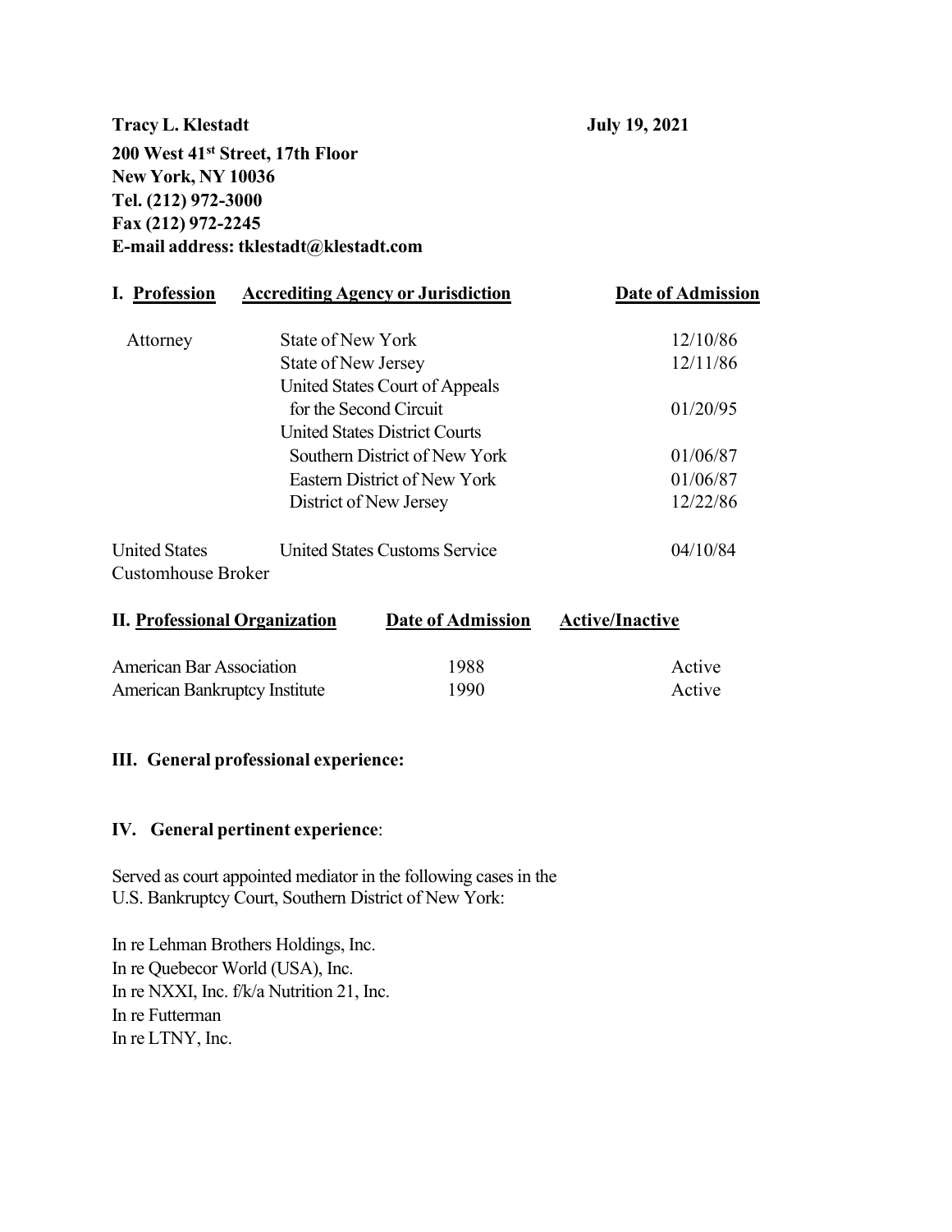**Tracy L. Klestadt** **July 19, 2021**

**200 West 41st Street, 17th Floor**
**New York, NY 10036**
**Tel. (212) 972-3000**
**Fax (212) 972-2245**
**E-mail address: tklestadt@klestadt.com**

| I. Profession | Accrediting Agency or Jurisdiction | Date of Admission |
| --- | --- | --- |
| Attorney | State of New York | 12/10/86 |
| | State of New Jersey | 12/11/86 |
| | United States Court of Appeals for the Second Circuit | 01/20/95 |
| | United States District Courts | |
| | Southern District of New York | 01/06/87 |
| | Eastern District of New York | 01/06/87 |
| | District of New Jersey | 12/22/86 |
| United States Customhouse Broker | United States Customs Service | 04/10/84 |

| II. Professional Organization | Date of Admission | Active/Inactive |
| --- | --- | --- |
| American Bar Association | 1988 | Active |
| American Bankruptcy Institute | 1990 | Active |

### III. General professional experience:

### IV. General pertinent experience:

Served as court appointed mediator in the following cases in the U.S. Bankruptcy Court, Southern District of New York:

In re Lehman Brothers Holdings, Inc.
In re Quebecor World (USA), Inc.
In re NXXI, Inc. f/k/a Nutrition 21, Inc.
In re Futterman
In re LTNY, Inc.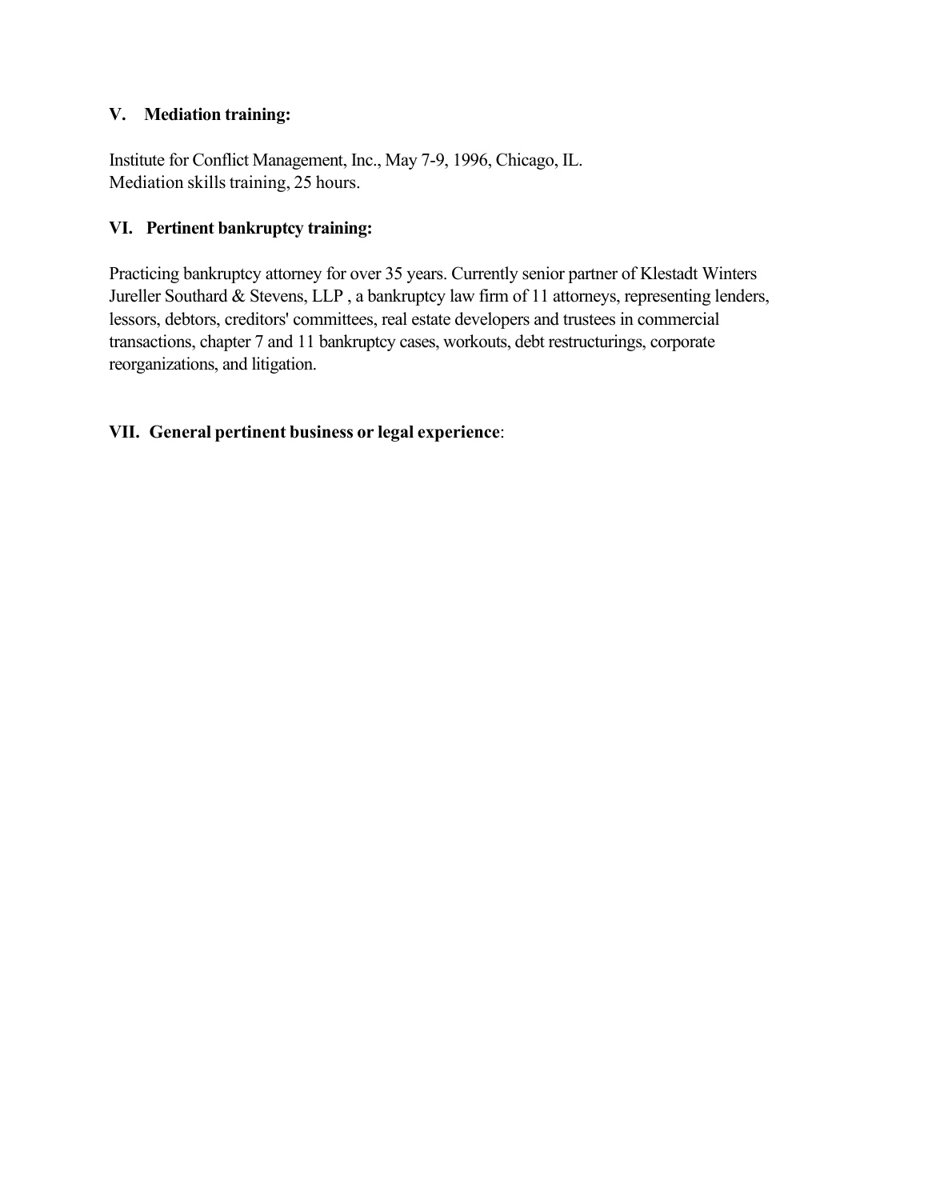## V. Mediation training:

Institute for Conflict Management, Inc., May 7-9, 1996, Chicago, IL.
Mediation skills training, 25 hours.

## VI. Pertinent bankruptcy training:

Practicing bankruptcy attorney for over 35 years. Currently senior partner of Klestadt Winters Jureller Southard & Stevens, LLP , a bankruptcy law firm of 11 attorneys, representing lenders, lessors, debtors, creditors' committees, real estate developers and trustees in commercial transactions, chapter 7 and 11 bankruptcy cases, workouts, debt restructurings, corporate reorganizations, and litigation.

## VII. General pertinent business or legal experience: